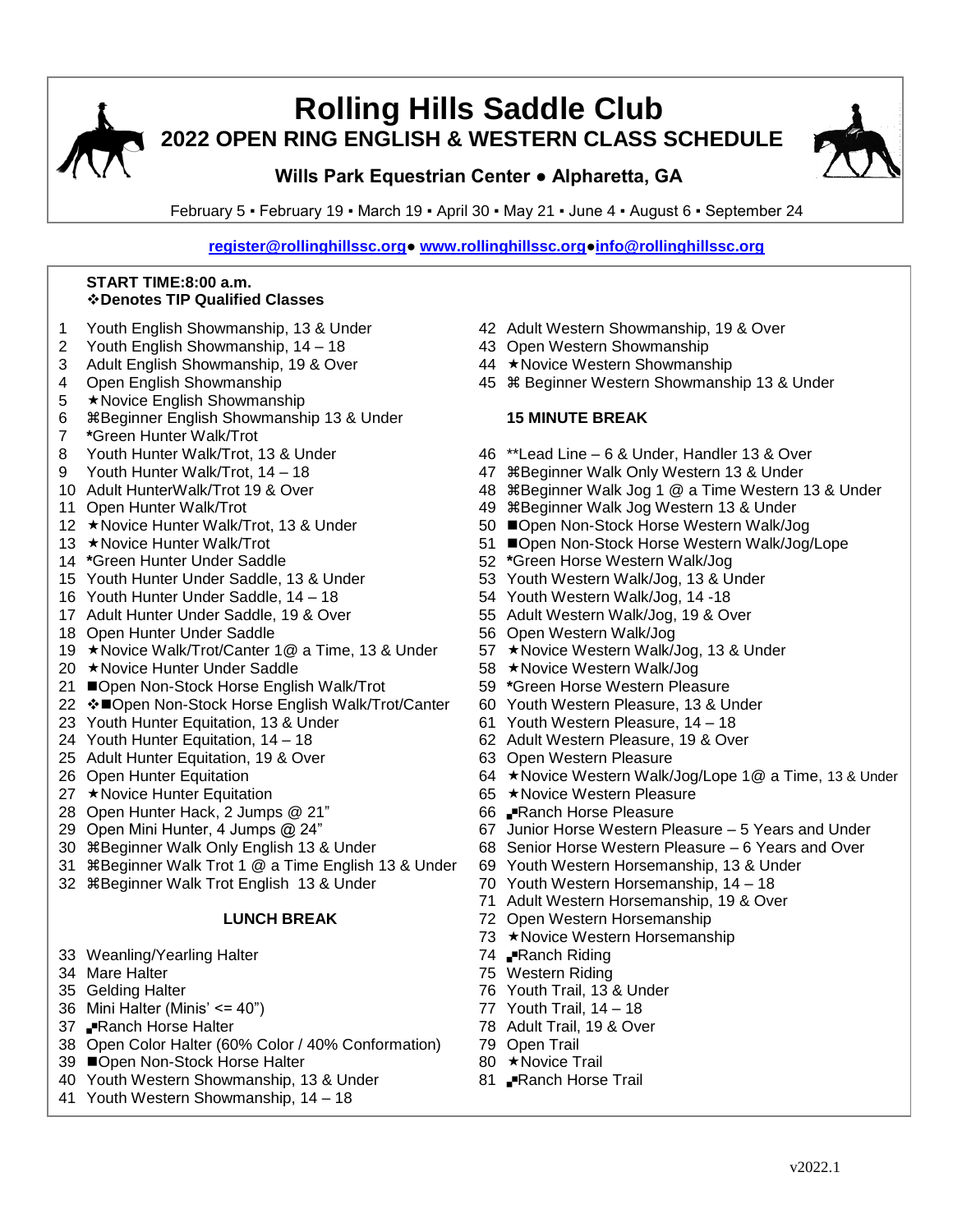# Rolling Hills Saddle Club

## 2022 OPEN RING ENGLISH & WESTERN CLASS SCHEDULE

### Wills Park Equestrian Center ● Alpharetta, GA

February 5 ▪ February 19 ▪ March 19 ▪ April 30 ▪ May 21 ▪ June 4 ▪ August 6 ▪ September 24

register@rollinghillssc.org● www.rollinghillssc.org●info@rollinghillssc.org

**START TIME:8:00 a.m.**
**❖Denotes TIP Qualified Classes**

1 Youth English Showmanship, 13 & Under
2 Youth English Showmanship, 14 – 18
3 Adult English Showmanship, 19 & Over
4 Open English Showmanship
5 ★Novice English Showmanship
6 ⌘Beginner English Showmanship 13 & Under
7 ***Green Hunter Walk/Trot**
8 Youth Hunter Walk/Trot, 13 & Under
9 Youth Hunter Walk/Trot, 14 – 18
10 Adult HunterWalk/Trot 19 & Over
11 Open Hunter Walk/Trot
12 ★Novice Hunter Walk/Trot, 13 & Under
13 ★Novice Hunter Walk/Trot
14 ***Green Hunter Under Saddle**
15 Youth Hunter Under Saddle, 13 & Under
16 Youth Hunter Under Saddle, 14 – 18
17 Adult Hunter Under Saddle, 19 & Over
18 Open Hunter Under Saddle
19 ★Novice Walk/Trot/Canter 1@ a Time, 13 & Under
20 ★Novice Hunter Under Saddle
21 ■Open Non-Stock Horse English Walk/Trot
22 ❖■Open Non-Stock Horse English Walk/Trot/Canter
23 Youth Hunter Equitation, 13 & Under
24 Youth Hunter Equitation, 14 – 18
25 Adult Hunter Equitation, 19 & Over
26 Open Hunter Equitation
27 ★Novice Hunter Equitation
28 Open Hunter Hack, 2 Jumps @ 21"
29 Open Mini Hunter, 4 Jumps @ 24"
30 ⌘Beginner Walk Only English 13 & Under
31 ⌘Beginner Walk Trot 1 @ a Time English 13 & Under
32 ⌘Beginner Walk Trot English 13 & Under

**LUNCH BREAK**

33 Weanling/Yearling Halter
34 Mare Halter
35 Gelding Halter
36 Mini Halter (Minis' <= 40")
37 ▞Ranch Horse Halter
38 Open Color Halter (60% Color / 40% Conformation)
39 ■Open Non-Stock Horse Halter
40 Youth Western Showmanship, 13 & Under
41 Youth Western Showmanship, 14 – 18
42 Adult Western Showmanship, 19 & Over
43 Open Western Showmanship
44 ★Novice Western Showmanship
45 ⌘ Beginner Western Showmanship 13 & Under

**15 MINUTE BREAK**

46 **Lead Line – 6 & Under, Handler 13 & Over
47 ⌘Beginner Walk Only Western 13 & Under
48 ⌘Beginner Walk Jog 1 @ a Time Western 13 & Under
49 ⌘Beginner Walk Jog Western 13 & Under
50 ■Open Non-Stock Horse Western Walk/Jog
51 ■Open Non-Stock Horse Western Walk/Jog/Lope
52 ***Green Horse Western Walk/Jog**
53 Youth Western Walk/Jog, 13 & Under
54 Youth Western Walk/Jog, 14 -18
55 Adult Western Walk/Jog, 19 & Over
56 Open Western Walk/Jog
57 ★Novice Western Walk/Jog, 13 & Under
58 ★Novice Western Walk/Jog
59 ***Green Horse Western Pleasure**
60 Youth Western Pleasure, 13 & Under
61 Youth Western Pleasure, 14 – 18
62 Adult Western Pleasure, 19 & Over
63 Open Western Pleasure
64 ★Novice Western Walk/Jog/Lope 1@ a Time, 13 & Under
65 ★Novice Western Pleasure
66 ▞Ranch Horse Pleasure
67 Junior Horse Western Pleasure – 5 Years and Under
68 Senior Horse Western Pleasure – 6 Years and Over
69 Youth Western Horsemanship, 13 & Under
70 Youth Western Horsemanship, 14 – 18
71 Adult Western Horsemanship, 19 & Over
72 Open Western Horsemanship
73 ★Novice Western Horsemanship
74 ▞Ranch Riding
75 Western Riding
76 Youth Trail, 13 & Under
77 Youth Trail, 14 – 18
78 Adult Trail, 19 & Over
79 Open Trail
80 ★Novice Trail
81 ▞Ranch Horse Trail

v2022.1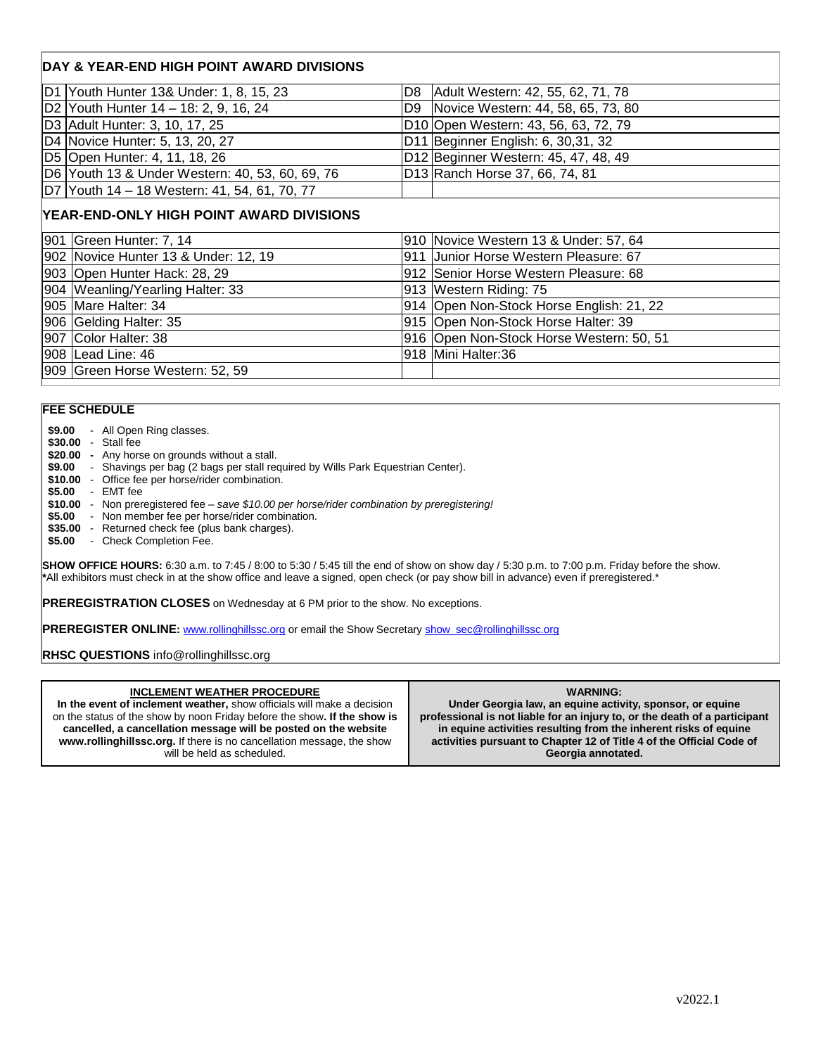## DAY & YEAR-END HIGH POINT AWARD DIVISIONS

| | | | |
|---|---|---|---|
| D1 | Youth Hunter 13& Under: 1, 8, 15, 23 | D8 | Adult Western: 42, 55, 62, 71, 78 |
| D2 | Youth Hunter 14 – 18: 2, 9, 16, 24 | D9 | Novice Western: 44, 58, 65, 73, 80 |
| D3 | Adult Hunter: 3, 10, 17, 25 | D10 | Open Western: 43, 56, 63, 72, 79 |
| D4 | Novice Hunter: 5, 13, 20, 27 | D11 | Beginner English: 6, 30,31, 32 |
| D5 | Open Hunter: 4, 11, 18, 26 | D12 | Beginner Western: 45, 47, 48, 49 |
| D6 | Youth 13 & Under Western: 40, 53, 60, 69, 76 | D13 | Ranch Horse 37, 66, 74, 81 |
| D7 | Youth 14 – 18 Western: 41, 54, 61, 70, 77 | | |

## YEAR-END-ONLY HIGH POINT AWARD DIVISIONS

| | | | |
|---|---|---|---|
| 901 | Green Hunter: 7, 14 | 910 | Novice Western 13 & Under: 57, 64 |
| 902 | Novice Hunter 13 & Under: 12, 19 | 911 | Junior Horse Western Pleasure: 67 |
| 903 | Open Hunter Hack: 28, 29 | 912 | Senior Horse Western Pleasure: 68 |
| 904 | Weanling/Yearling Halter: 33 | 913 | Western Riding: 75 |
| 905 | Mare Halter: 34 | 914 | Open Non-Stock Horse English: 21, 22 |
| 906 | Gelding Halter: 35 | 915 | Open Non-Stock Horse Halter: 39 |
| 907 | Color Halter: 38 | 916 | Open Non-Stock Horse Western: 50, 51 |
| 908 | Lead Line: 46 | 918 | Mini Halter:36 |
| 909 | Green Horse Western: 52, 59 | | |

## FEE SCHEDULE

- **$9.00** - All Open Ring classes.
- **$30.00** - Stall fee
- **$20.00** - Any horse on grounds without a stall.
- **$9.00** - Shavings per bag (2 bags per stall required by Wills Park Equestrian Center).
- **$10.00** - Office fee per horse/rider combination.
- **$5.00** - EMT fee
- **$10.00** - Non preregistered fee – *save $10.00 per horse/rider combination by preregistering!*
- **$5.00** - Non member fee per horse/rider combination.
- **$35.00** - Returned check fee (plus bank charges).
- **$5.00** - Check Completion Fee.

**SHOW OFFICE HOURS:** 6:30 a.m. to 7:45 / 8:00 to 5:30 / 5:45 till the end of show on show day / 5:30 p.m. to 7:00 p.m. Friday before the show.
**\***All exhibitors must check in at the show office and leave a signed, open check (or pay show bill in advance) even if preregistered.*

**PREREGISTRATION CLOSES** on Wednesday at 6 PM prior to the show. No exceptions.

**PREREGISTER ONLINE:** www.rollinghillssc.org or email the Show Secretary show_sec@rollinghillssc.org

**RHSC QUESTIONS** info@rollinghillssc.org

**INCLEMENT WEATHER PROCEDURE**

**In the event of inclement weather,** show officials will make a decision on the status of the show by noon Friday before the show**. If the show is cancelled, a cancellation message will be posted on the website www.rollinghillssc.org.** If there is no cancellation message, the show will be held as scheduled.

**WARNING:**

**Under Georgia law, an equine activity, sponsor, or equine professional is not liable for an injury to, or the death of a participant in equine activities resulting from the inherent risks of equine activities pursuant to Chapter 12 of Title 4 of the Official Code of Georgia annotated.**

v2022.1